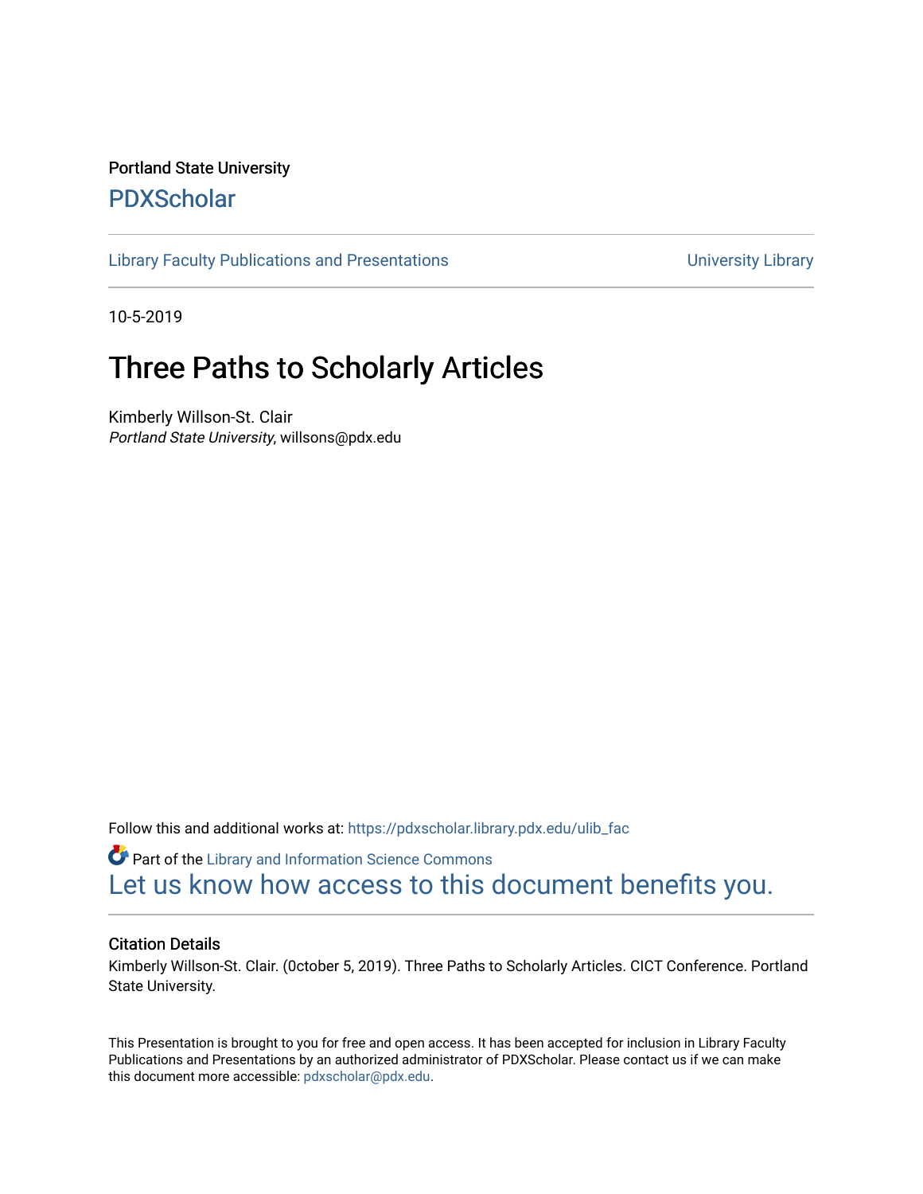Portland State University

# PDXScholar

Library Faculty Publications and Presentations | University Library

10-5-2019

# Three Paths to Scholarly Articles

Kimberly Willson-St. Clair
*Portland State University*, willsons@pdx.edu

Follow this and additional works at: https://pdxscholar.library.pdx.edu/ulib_fac

Part of the Library and Information Science Commons

Let us know how access to this document benefits you.

## Citation Details

Kimberly Willson-St. Clair. (0ctober 5, 2019). Three Paths to Scholarly Articles. CICT Conference. Portland State University.

This Presentation is brought to you for free and open access. It has been accepted for inclusion in Library Faculty Publications and Presentations by an authorized administrator of PDXScholar. Please contact us if we can make this document more accessible: pdxscholar@pdx.edu.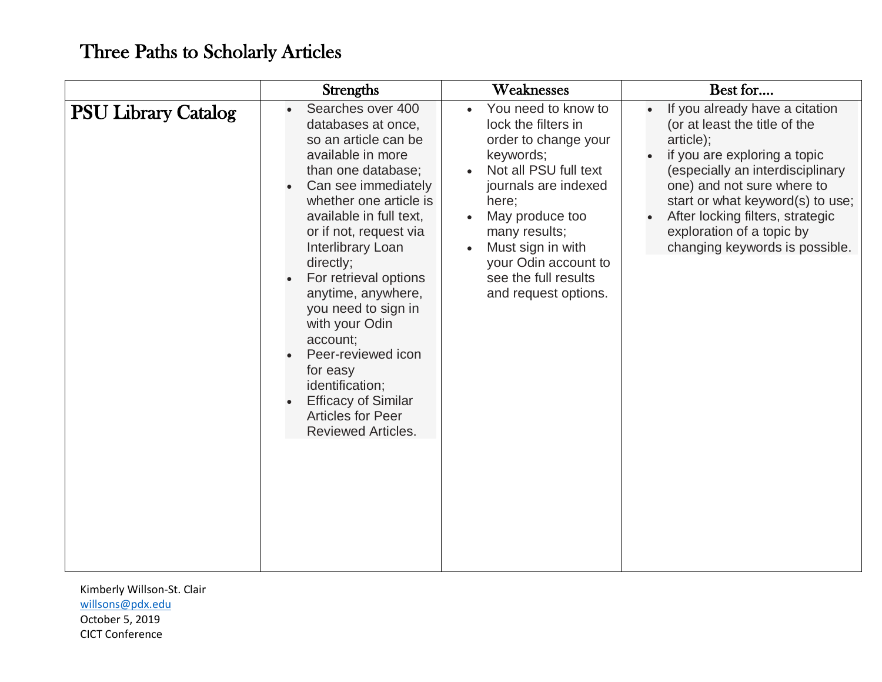# Three Paths to Scholarly Articles

| | Strengths | Weaknesses | Best for…. |
|---|---|---|---|
| **PSU Library Catalog** | • Searches over 400 databases at once, so an article can be available in more than one database;<br>• Can see immediately whether one article is available in full text, or if not, request via Interlibrary Loan directly;<br>• For retrieval options anytime, anywhere, you need to sign in with your Odin account;<br>• Peer-reviewed icon for easy identification;<br>• Efficacy of Similar Articles for Peer Reviewed Articles. | • You need to know to lock the filters in order to change your keywords;<br>• Not all PSU full text journals are indexed here;<br>• May produce too many results;<br>• Must sign in with your Odin account to see the full results and request options. | • If you already have a citation (or at least the title of the article);<br>• if you are exploring a topic (especially an interdisciplinary one) and not sure where to start or what keyword(s) to use;<br>• After locking filters, strategic exploration of a topic by changing keywords is possible. |

Kimberly Willson-St. Clair
willsons@pdx.edu
October 5, 2019
CICT Conference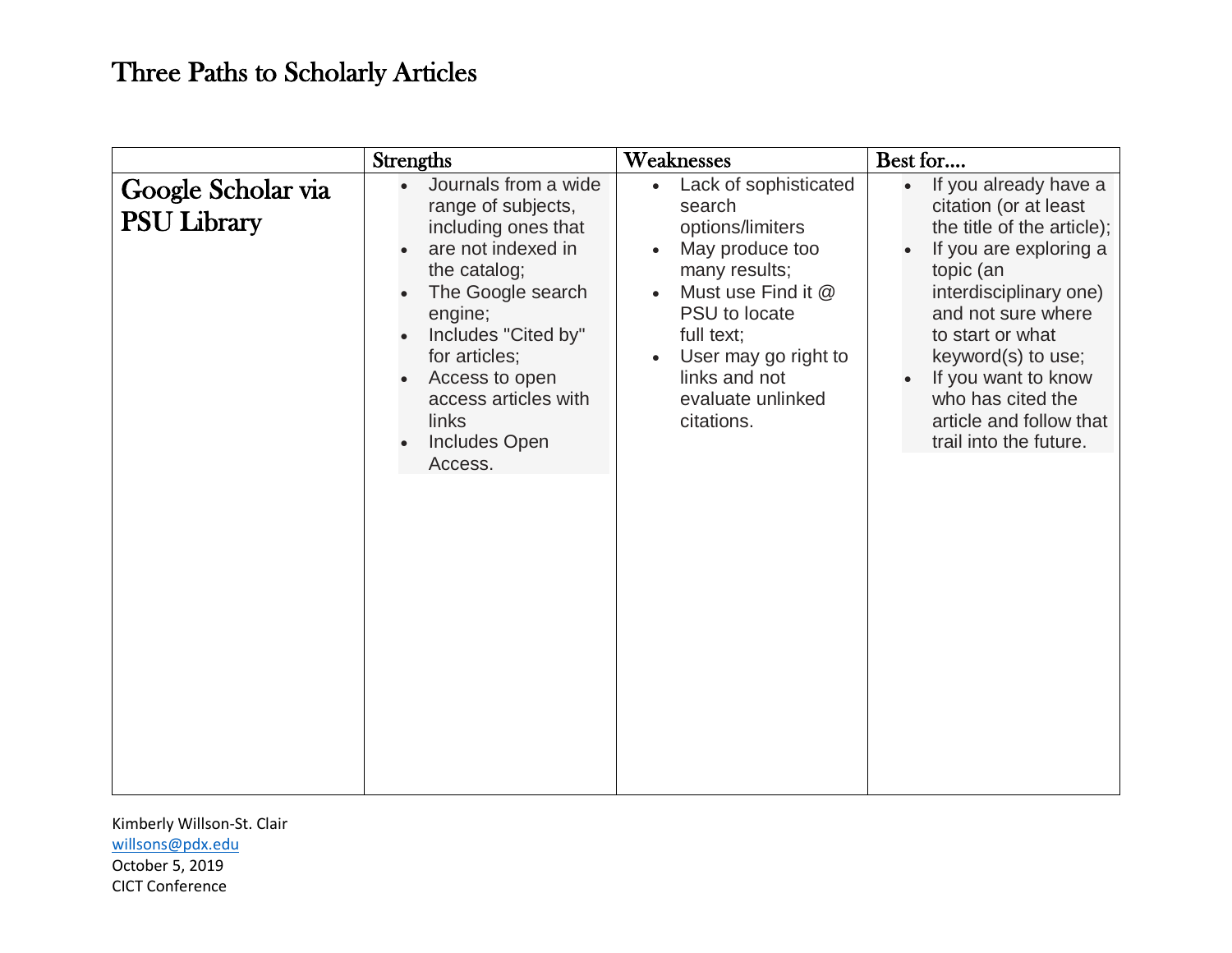# Three Paths to Scholarly Articles

| | Strengths | Weaknesses | Best for.... |
|---|---|---|---|
| **Google Scholar via PSU Library** | <ul><li>Journals from a wide range of subjects, including ones that</li><li>are not indexed in the catalog;</li><li>The Google search engine;</li><li>Includes "Cited by" for articles;</li><li>Access to open access articles with links</li><li>Includes Open Access.</li></ul> | <ul><li>Lack of sophisticated search options/limiters</li><li>May produce too many results;</li><li>Must use Find it @ PSU to locate full text;</li><li>User may go right to links and not evaluate unlinked citations.</li></ul> | <ul><li>If you already have a citation (or at least the title of the article);</li><li>If you are exploring a topic (an interdisciplinary one) and not sure where to start or what keyword(s) to use;</li><li>If you want to know who has cited the article and follow that trail into the future.</li></ul> |

Kimberly Willson-St. Clair
willsons@pdx.edu
October 5, 2019
CICT Conference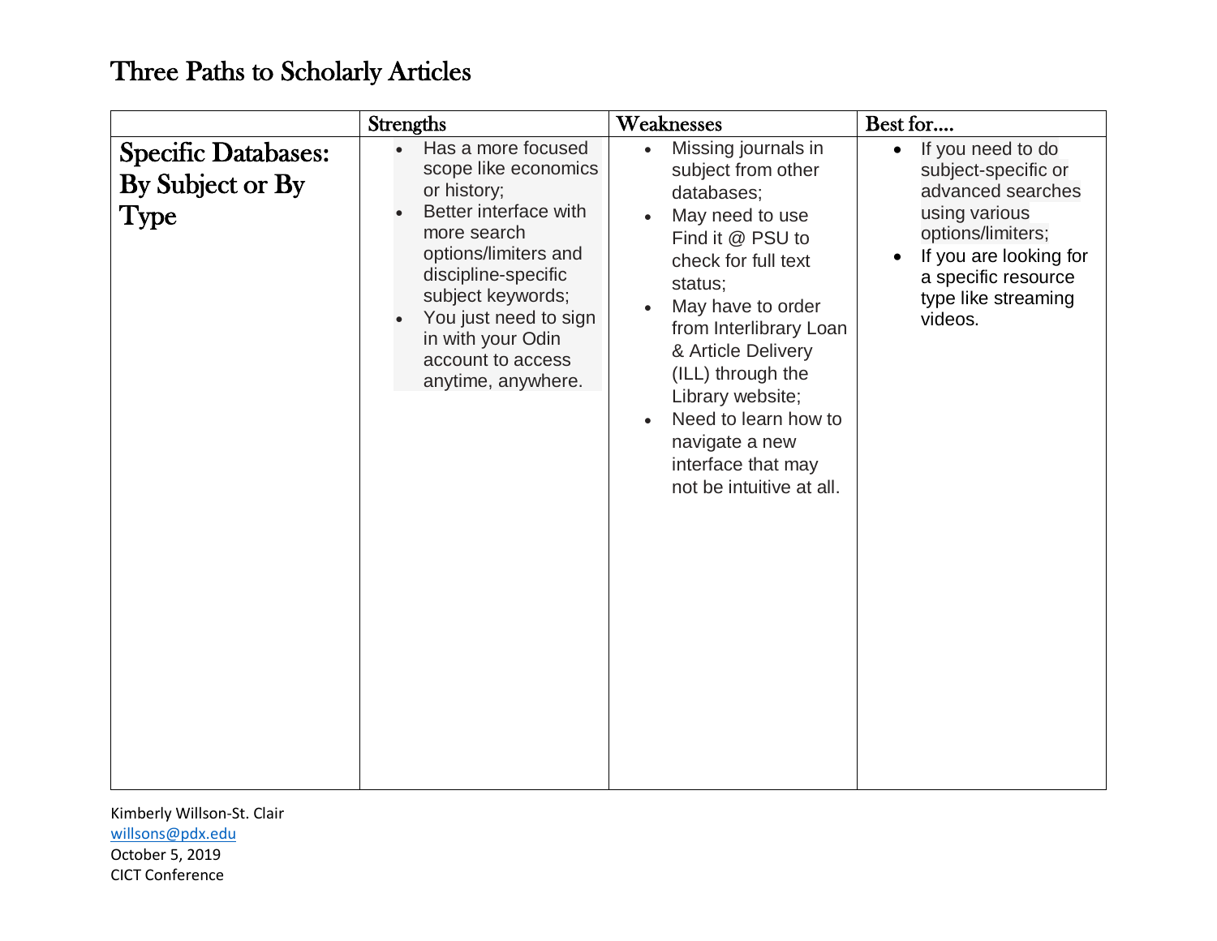# Three Paths to Scholarly Articles

| | Strengths | Weaknesses | Best for…. |
|---|---|---|---|
| **Specific Databases: By Subject or By Type** | • Has a more focused scope like economics or history;<br>• Better interface with more search options/limiters and discipline-specific subject keywords;<br>• You just need to sign in with your Odin account to access anytime, anywhere. | • Missing journals in subject from other databases;<br>• May need to use Find it @ PSU to check for full text status;<br>• May have to order from Interlibrary Loan & Article Delivery (ILL) through the Library website;<br>• Need to learn how to navigate a new interface that may not be intuitive at all. | • If you need to do subject-specific or advanced searches using various options/limiters;<br>• If you are looking for a specific resource type like streaming videos. |

Kimberly Willson-St. Clair
willsons@pdx.edu
October 5, 2019
CICT Conference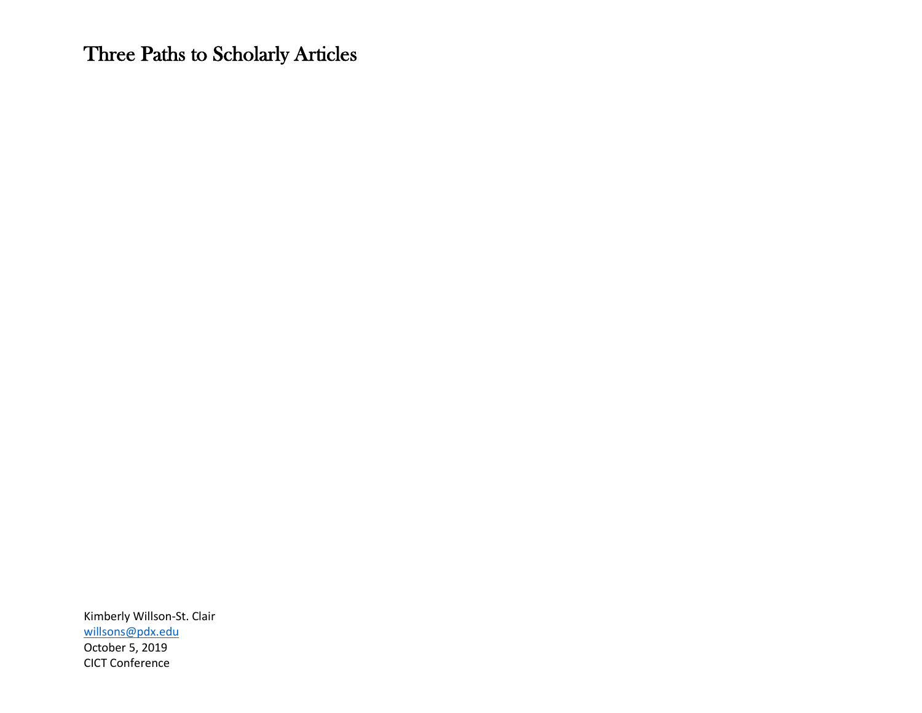# Three Paths to Scholarly Articles

Kimberly Willson-St. Clair
willsons@pdx.edu
October 5, 2019
CICT Conference